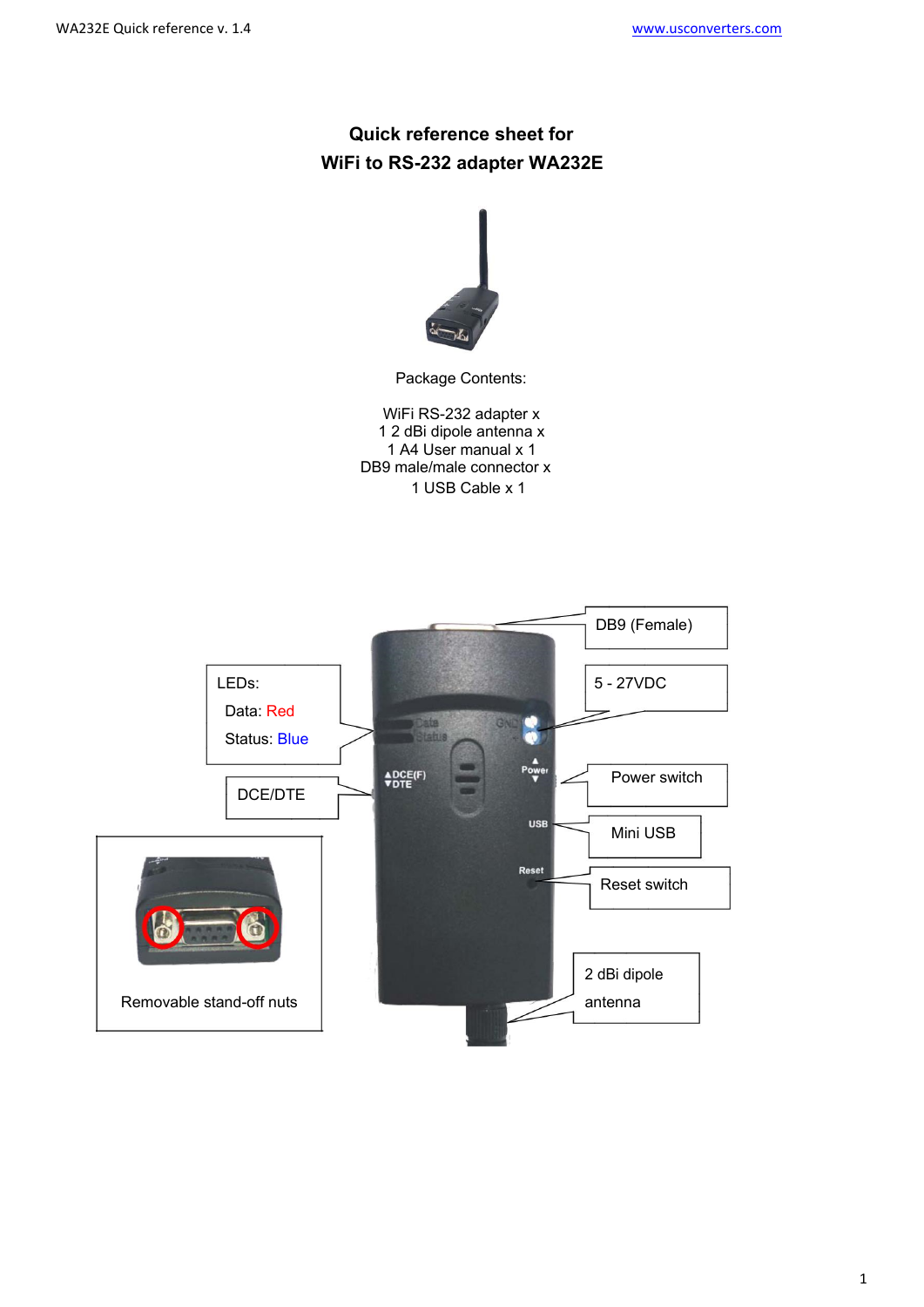# Quick reference sheet for WiFi to RS-232 adapter WA232E

Package Contents:

WiFi RS-232 adapter x
1 2 dBi dipole antenna x
1 A4 User manual x 1
DB9 male/male connector x
1 USB Cable x 1

DB9 (Female)

5 - 27VDC

LEDs:
Data: Red
Status: Blue

Power switch

DCE/DTE

Mini USB

Reset switch

Removable stand-off nuts

2 dBi dipole antenna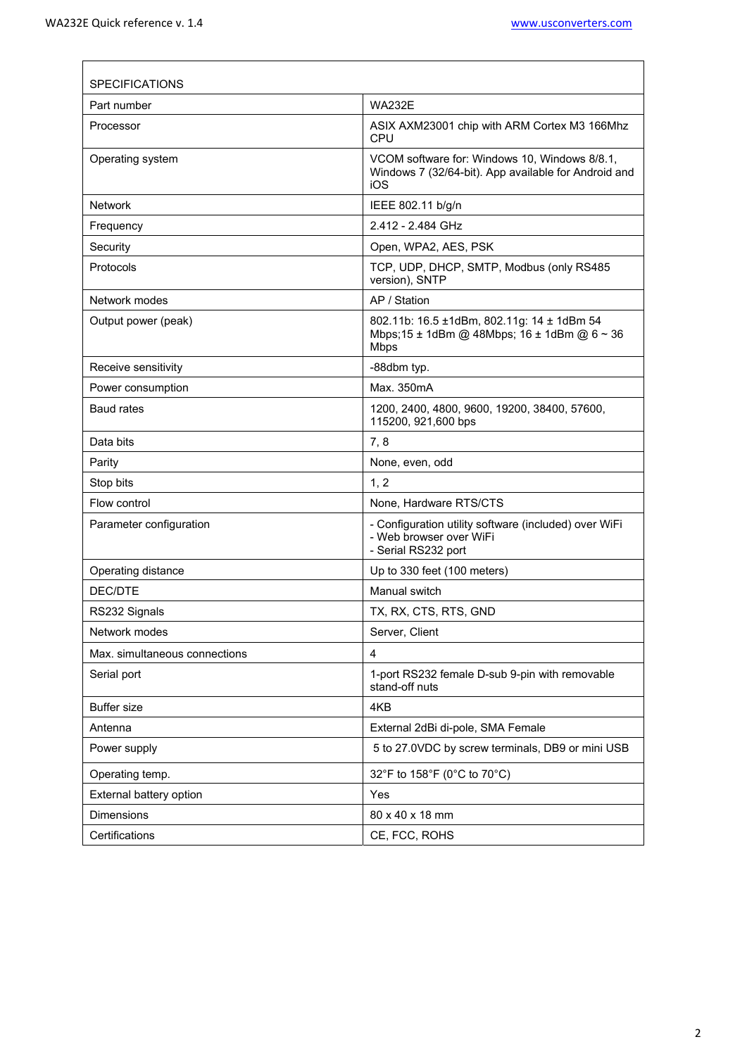| SPECIFICATIONS | |
|---|---|
| Part number | WA232E |
| Processor | ASIX AXM23001 chip with ARM Cortex M3 166Mhz CPU |
| Operating system | VCOM software for: Windows 10, Windows 8/8.1, Windows 7 (32/64-bit). App available for Android and iOS |
| Network | IEEE 802.11 b/g/n |
| Frequency | 2.412 - 2.484 GHz |
| Security | Open, WPA2, AES, PSK |
| Protocols | TCP, UDP, DHCP, SMTP, Modbus (only RS485 version), SNTP |
| Network modes | AP / Station |
| Output power (peak) | 802.11b: 16.5 ±1dBm, 802.11g: 14 ± 1dBm 54 Mbps;15 ± 1dBm @ 48Mbps; 16 ± 1dBm @ 6 ~ 36 Mbps |
| Receive sensitivity | -88dbm typ. |
| Power consumption | Max. 350mA |
| Baud rates | 1200, 2400, 4800, 9600, 19200, 38400, 57600, 115200, 921,600 bps |
| Data bits | 7, 8 |
| Parity | None, even, odd |
| Stop bits | 1, 2 |
| Flow control | None, Hardware RTS/CTS |
| Parameter configuration | - Configuration utility software (included) over WiFi<br>- Web browser over WiFi<br>- Serial RS232 port |
| Operating distance | Up to 330 feet (100 meters) |
| DEC/DTE | Manual switch |
| RS232 Signals | TX, RX, CTS, RTS, GND |
| Network modes | Server, Client |
| Max. simultaneous connections | 4 |
| Serial port | 1-port RS232 female D-sub 9-pin with removable stand-off nuts |
| Buffer size | 4KB |
| Antenna | External 2dBi di-pole, SMA Female |
| Power supply | 5 to 27.0VDC by screw terminals, DB9 or mini USB |
| Operating temp. | 32°F to 158°F (0°C to 70°C) |
| External battery option | Yes |
| Dimensions | 80 x 40 x 18 mm |
| Certifications | CE, FCC, ROHS |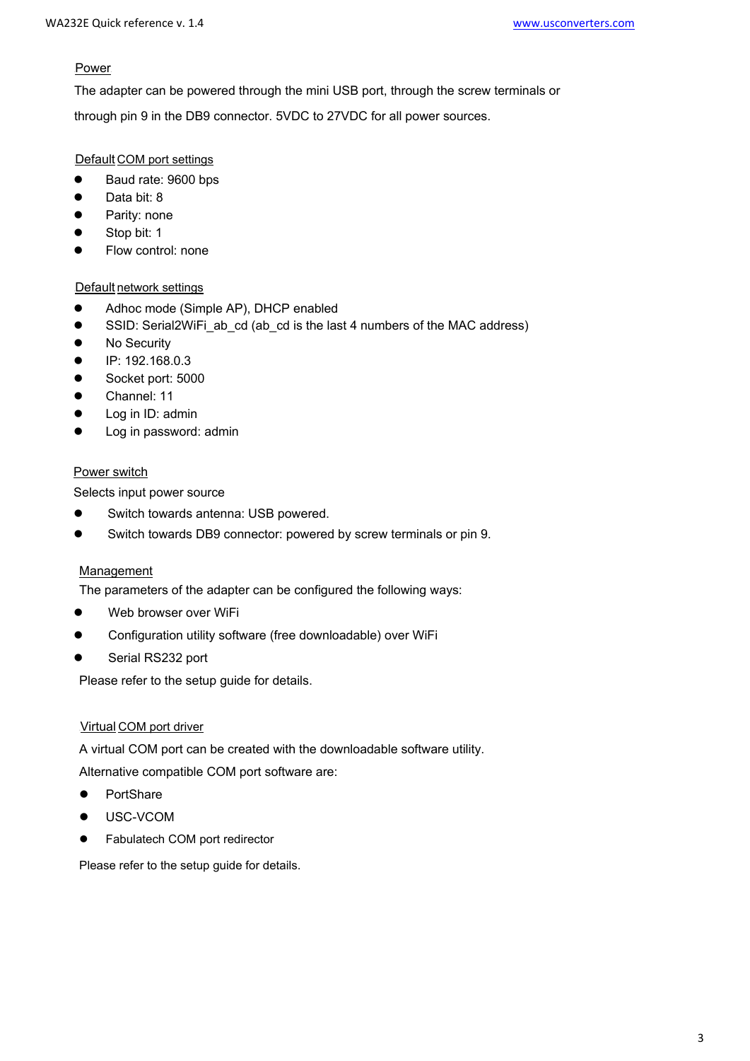## Power

The adapter can be powered through the mini USB port, through the screw terminals or through pin 9 in the DB9 connector. 5VDC to 27VDC for all power sources.

## Default COM port settings

- Baud rate: 9600 bps
- Data bit: 8
- Parity: none
- Stop bit: 1
- Flow control: none

## Default network settings

- Adhoc mode (Simple AP), DHCP enabled
- SSID: Serial2WiFi_ab_cd (ab_cd is the last 4 numbers of the MAC address)
- No Security
- IP: 192.168.0.3
- Socket port: 5000
- Channel: 11
- Log in ID: admin
- Log in password: admin

## Power switch

Selects input power source

- Switch towards antenna: USB powered.
- Switch towards DB9 connector: powered by screw terminals or pin 9.

## Management

The parameters of the adapter can be configured the following ways:

- Web browser over WiFi
- Configuration utility software (free downloadable) over WiFi
- Serial RS232 port

Please refer to the setup guide for details.

## Virtual COM port driver

A virtual COM port can be created with the downloadable software utility.

Alternative compatible COM port software are:

- PortShare
- USC-VCOM
- Fabulatech COM port redirector

Please refer to the setup guide for details.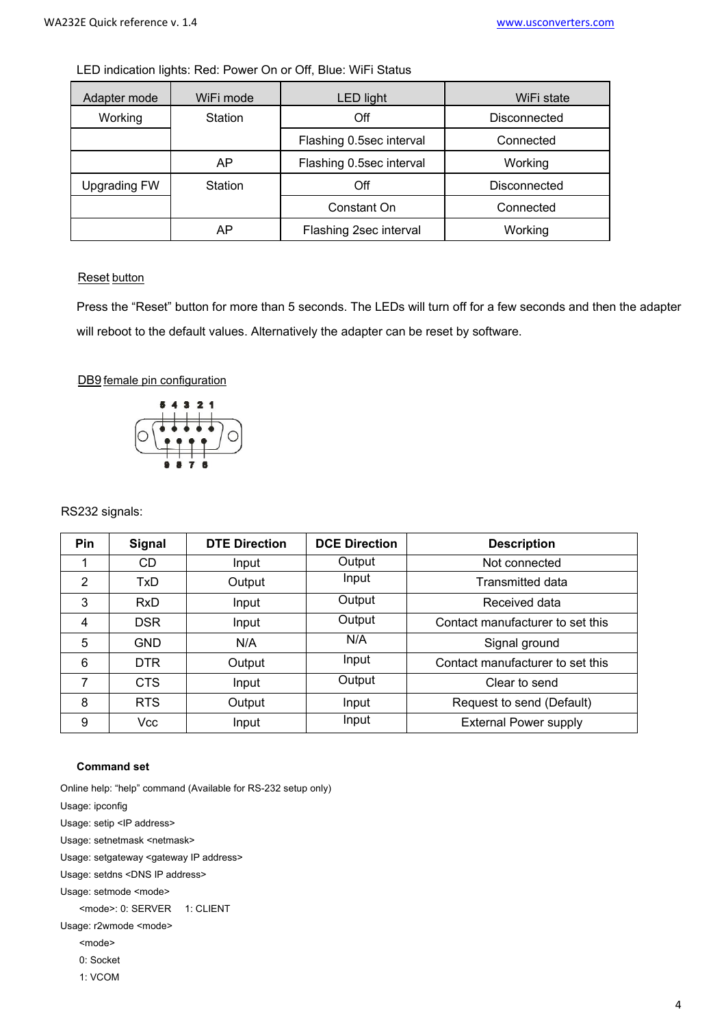LED indication lights: Red: Power On or Off, Blue: WiFi Status

| Adapter mode | WiFi mode | LED light | WiFi state |
|---|---|---|---|
| Working | Station | Off | Disconnected |
| | | Flashing 0.5sec interval | Connected |
| | AP | Flashing 0.5sec interval | Working |
| Upgrading FW | Station | Off | Disconnected |
| | | Constant On | Connected |
| | AP | Flashing 2sec interval | Working |

Reset button

Press the “Reset” button for more than 5 seconds. The LEDs will turn off for a few seconds and then the adapter will reboot to the default values. Alternatively the adapter can be reset by software.

DB9 female pin configuration

5 4 3 2 1

9 8 7 6

RS232 signals:

| Pin | Signal | DTE Direction | DCE Direction | Description |
|---|---|---|---|---|
| 1 | CD | Input | Output | Not connected |
| 2 | TxD | Output | Input | Transmitted data |
| 3 | RxD | Input | Output | Received data |
| 4 | DSR | Input | Output | Contact manufacturer to set this |
| 5 | GND | N/A | N/A | Signal ground |
| 6 | DTR | Output | Input | Contact manufacturer to set this |
| 7 | CTS | Input | Output | Clear to send |
| 8 | RTS | Output | Input | Request to send (Default) |
| 9 | Vcc | Input | Input | External Power supply |

**Command set**

Online help: “help” command (Available for RS-232 setup only)

Usage: ipconfig

Usage: setip <IP address>

Usage: setnetmask <netmask>

Usage: setgateway <gateway IP address>

Usage: setdns <DNS IP address>

Usage: setmode <mode>

<mode>: 0: SERVER 1: CLIENT

Usage: r2wmode <mode>

<mode>

0: Socket

1: VCOM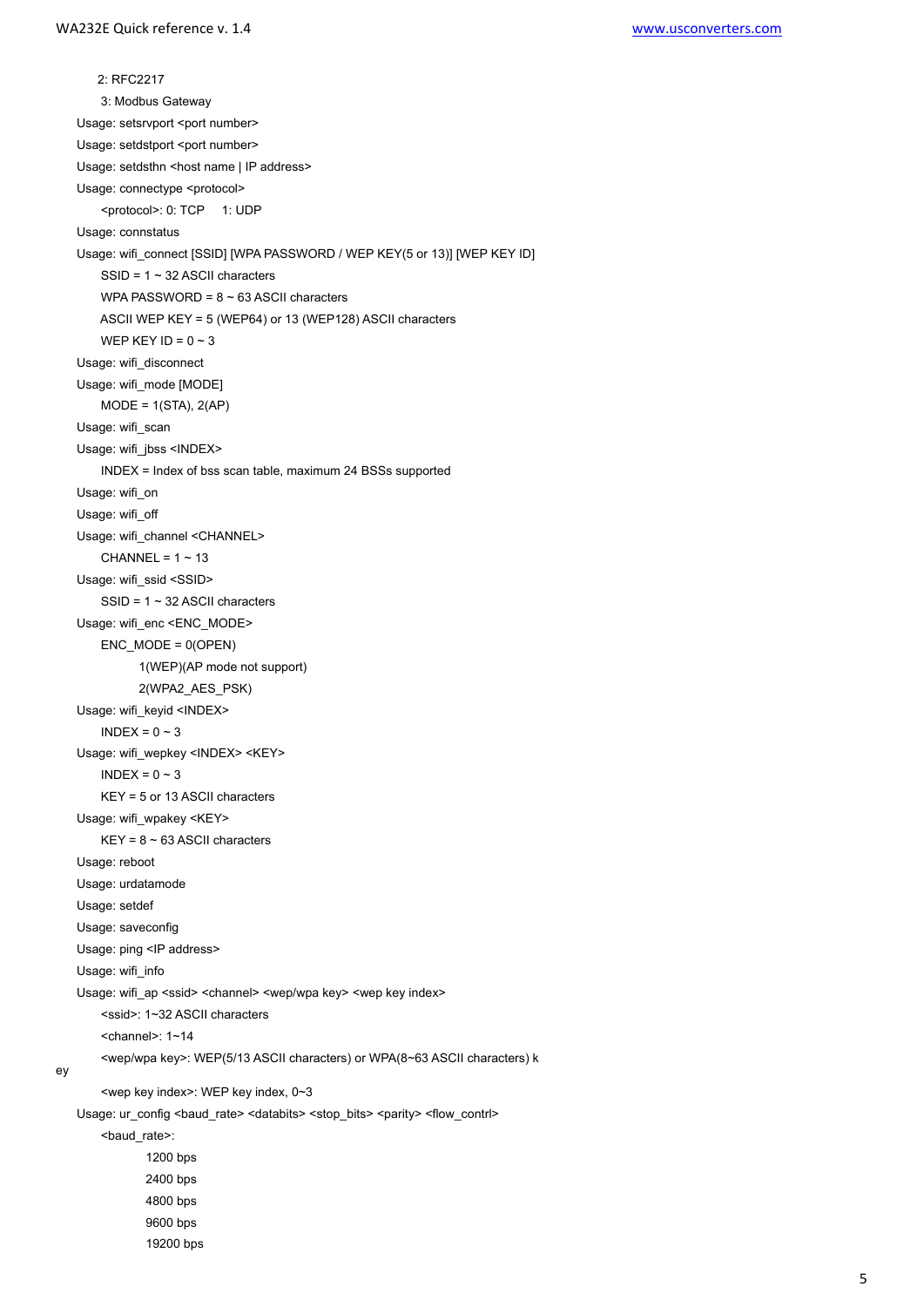```
      2: RFC2217
      3: Modbus Gateway
Usage: setsrvport <port number>
Usage: setdstport <port number>
Usage: setdsthn <host name | IP address>
Usage: connectype <protocol>
      <protocol>: 0: TCP    1: UDP
Usage: connstatus
Usage: wifi_connect [SSID] [WPA PASSWORD / WEP KEY(5 or 13)] [WEP KEY ID]
      SSID = 1 ~ 32 ASCII characters
      WPA PASSWORD = 8 ~ 63 ASCII characters
      ASCII WEP KEY = 5 (WEP64) or 13 (WEP128) ASCII characters
      WEP KEY ID = 0 ~ 3
Usage: wifi_disconnect
Usage: wifi_mode [MODE]
      MODE = 1(STA), 2(AP)
Usage: wifi_scan
Usage: wifi_jbss <INDEX>
      INDEX = Index of bss scan table, maximum 24 BSSs supported
Usage: wifi_on
Usage: wifi_off
Usage: wifi_channel <CHANNEL>
      CHANNEL = 1 ~ 13
Usage: wifi_ssid <SSID>
      SSID = 1 ~ 32 ASCII characters
Usage: wifi_enc <ENC_MODE>
      ENC_MODE = 0(OPEN)
                 1(WEP)(AP mode not support)
                 2(WPA2_AES_PSK)
Usage: wifi_keyid <INDEX>
      INDEX = 0 ~ 3
Usage: wifi_wepkey <INDEX> <KEY>
      INDEX = 0 ~ 3
      KEY = 5 or 13 ASCII characters
Usage: wifi_wpakey <KEY>
      KEY = 8 ~ 63 ASCII characters
Usage: reboot
Usage: urdatamode
Usage: setdef
Usage: saveconfig
Usage: ping <IP address>
Usage: wifi_info
Usage: wifi_ap <ssid> <channel> <wep/wpa key> <wep key index>
      <ssid>: 1~32 ASCII characters
      <channel>: 1~14
      <wep/wpa key>: WEP(5/13 ASCII characters) or WPA(8~63 ASCII characters) k
ey
      <wep key index>: WEP key index, 0~3
Usage: ur_config <baud_rate> <databits> <stop_bits> <parity> <flow_contrl>
      <baud_rate>:
            1200 bps
            2400 bps
            4800 bps
            9600 bps
            19200 bps
```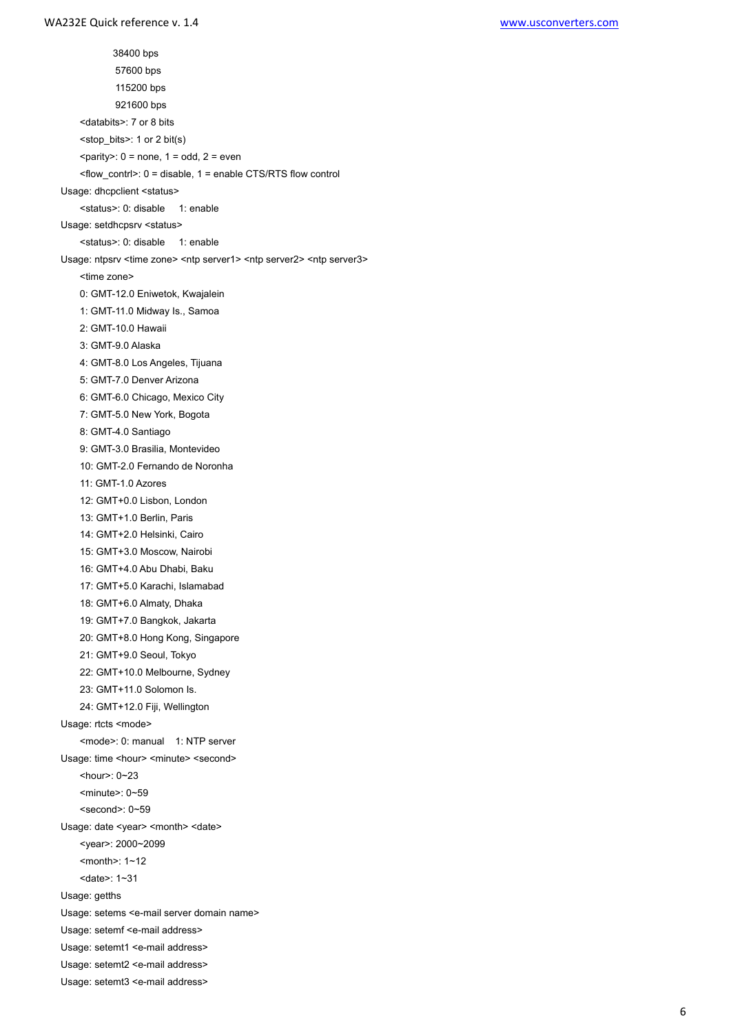38400 bps

57600 bps

115200 bps

921600 bps

<databits>: 7 or 8 bits

<stop_bits>: 1 or 2 bit(s)

<parity>: 0 = none, 1 = odd, 2 = even

<flow_contrl>: 0 = disable, 1 = enable CTS/RTS flow control

Usage: dhcpclient <status>

<status>: 0: disable 1: enable

Usage: setdhcpsrv <status>

<status>: 0: disable 1: enable

Usage: ntpsrv <time zone> <ntp server1> <ntp server2> <ntp server3>

<time zone>

0: GMT-12.0 Eniwetok, Kwajalein

1: GMT-11.0 Midway Is., Samoa

2: GMT-10.0 Hawaii

3: GMT-9.0 Alaska

4: GMT-8.0 Los Angeles, Tijuana

5: GMT-7.0 Denver Arizona

6: GMT-6.0 Chicago, Mexico City

7: GMT-5.0 New York, Bogota

8: GMT-4.0 Santiago

9: GMT-3.0 Brasilia, Montevideo

10: GMT-2.0 Fernando de Noronha

11: GMT-1.0 Azores

12: GMT+0.0 Lisbon, London

13: GMT+1.0 Berlin, Paris

14: GMT+2.0 Helsinki, Cairo

15: GMT+3.0 Moscow, Nairobi

16: GMT+4.0 Abu Dhabi, Baku

17: GMT+5.0 Karachi, Islamabad

18: GMT+6.0 Almaty, Dhaka

19: GMT+7.0 Bangkok, Jakarta

20: GMT+8.0 Hong Kong, Singapore

21: GMT+9.0 Seoul, Tokyo

22: GMT+10.0 Melbourne, Sydney

23: GMT+11.0 Solomon Is.

24: GMT+12.0 Fiji, Wellington

Usage: rtcts <mode>

<mode>: 0: manual 1: NTP server

Usage: time <hour> <minute> <second>

<hour>: 0~23

<minute>: 0~59

<second>: 0~59

Usage: date <year> <month> <date>

<year>: 2000~2099

<month>: 1~12

<date>: 1~31

Usage: getths

Usage: setems <e-mail server domain name>

Usage: setemf <e-mail address>

Usage: setemt1 <e-mail address>

Usage: setemt2 <e-mail address>

Usage: setemt3 <e-mail address>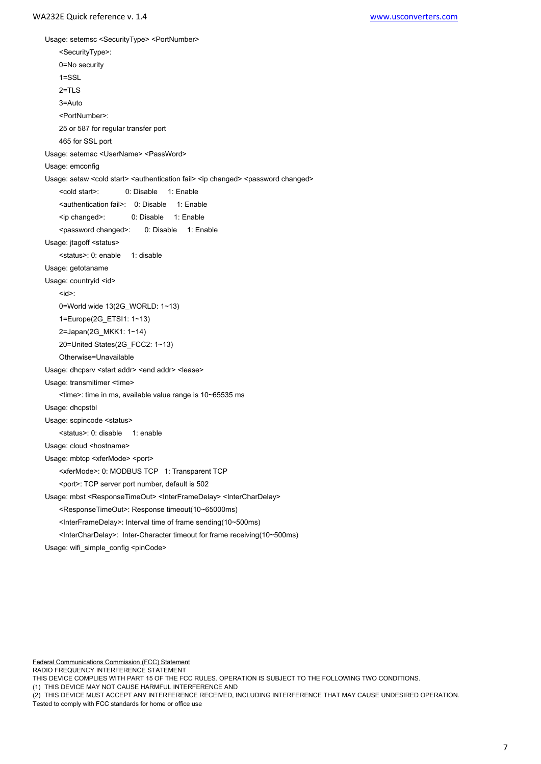Usage: setemsc <SecurityType> <PortNumber>

<SecurityType>:

0=No security

1=SSL

2=TLS

3=Auto

<PortNumber>:

25 or 587 for regular transfer port

465 for SSL port

Usage: setemac <UserName> <PassWord>

Usage: emconfig

Usage: setaw <cold start> <authentication fail> <ip changed> <password changed>

<cold start>: 0: Disable 1: Enable

<authentication fail>: 0: Disable 1: Enable

<ip changed>: 0: Disable 1: Enable

<password changed>: 0: Disable 1: Enable

Usage: jtagoff <status>

<status>: 0: enable 1: disable

Usage: getotaname

Usage: countryid <id>

<id>:

0=World wide 13(2G_WORLD: 1~13)

1=Europe(2G_ETSI1: 1~13)

2=Japan(2G_MKK1: 1~14)

20=United States(2G_FCC2: 1~13)

Otherwise=Unavailable

Usage: dhcpsrv <start addr> <end addr> <lease>

Usage: transmitimer <time>

<time>: time in ms, available value range is 10~65535 ms

Usage: dhcpstbl

Usage: scpincode <status>

<status>: 0: disable 1: enable

Usage: cloud <hostname>

Usage: mbtcp <xferMode> <port>

<xferMode>: 0: MODBUS TCP 1: Transparent TCP

<port>: TCP server port number, default is 502

Usage: mbst <ResponseTimeOut> <InterFrameDelay> <InterCharDelay>

<ResponseTimeOut>: Response timeout(10~65000ms)

<InterFrameDelay>: Interval time of frame sending(10~500ms)

<InterCharDelay>: Inter-Character timeout for frame receiving(10~500ms)

Usage: wifi_simple_config <pinCode>

Federal Communications Commission (FCC) Statement

RADIO FREQUENCY INTERFERENCE STATEMENT

THIS DEVICE COMPLIES WITH PART 15 OF THE FCC RULES. OPERATION IS SUBJECT TO THE FOLLOWING TWO CONDITIONS.

(1) THIS DEVICE MAY NOT CAUSE HARMFUL INTERFERENCE AND

(2) THIS DEVICE MUST ACCEPT ANY INTERFERENCE RECEIVED, INCLUDING INTERFERENCE THAT MAY CAUSE UNDESIRED OPERATION.

Tested to comply with FCC standards for home or office use